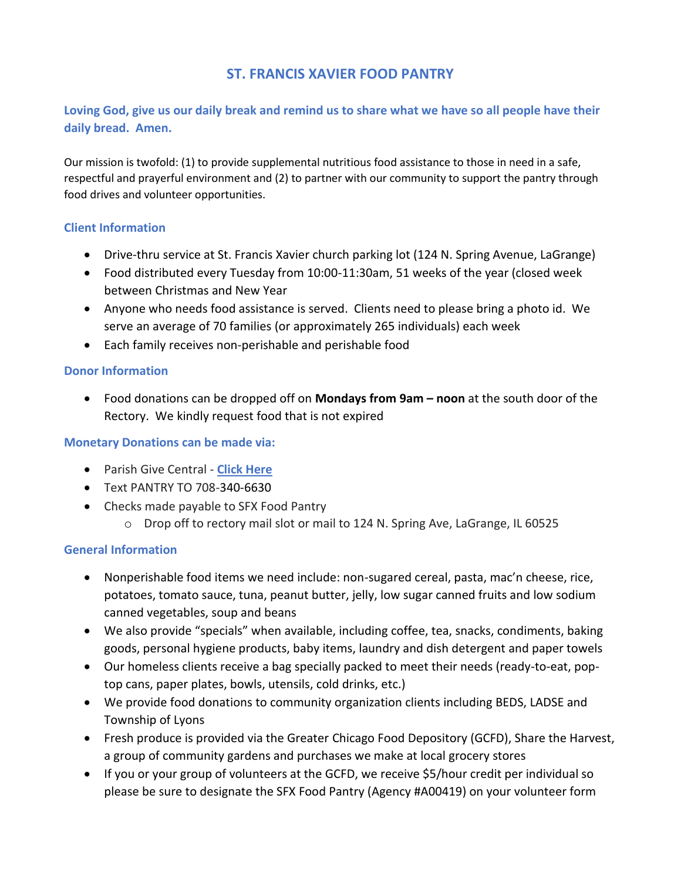# ST. FRANCIS XAVIER FOOD PANTRY

**Loving God, give us our daily break and remind us to share what we have so all people have their daily bread. Amen.**

Our mission is twofold: (1) to provide supplemental nutritious food assistance to those in need in a safe, respectful and prayerful environment and (2) to partner with our community to support the pantry through food drives and volunteer opportunities.

## Client Information

- Drive-thru service at St. Francis Xavier church parking lot (124 N. Spring Avenue, LaGrange)
- Food distributed every Tuesday from 10:00-11:30am, 51 weeks of the year (closed week between Christmas and New Year
- Anyone who needs food assistance is served. Clients need to please bring a photo id. We serve an average of 70 families (or approximately 265 individuals) each week
- Each family receives non-perishable and perishable food

## Donor Information

- Food donations can be dropped off on **Mondays from 9am – noon** at the south door of the Rectory. We kindly request food that is not expired

## Monetary Donations can be made via:

- Parish Give Central - **Click Here**
- Text PANTRY TO 708-340-6630
- Checks made payable to SFX Food Pantry
  - Drop off to rectory mail slot or mail to 124 N. Spring Ave, LaGrange, IL 60525

## General Information

- Nonperishable food items we need include: non-sugared cereal, pasta, mac'n cheese, rice, potatoes, tomato sauce, tuna, peanut butter, jelly, low sugar canned fruits and low sodium canned vegetables, soup and beans
- We also provide "specials" when available, including coffee, tea, snacks, condiments, baking goods, personal hygiene products, baby items, laundry and dish detergent and paper towels
- Our homeless clients receive a bag specially packed to meet their needs (ready-to-eat, pop-top cans, paper plates, bowls, utensils, cold drinks, etc.)
- We provide food donations to community organization clients including BEDS, LADSE and Township of Lyons
- Fresh produce is provided via the Greater Chicago Food Depository (GCFD), Share the Harvest, a group of community gardens and purchases we make at local grocery stores
- If you or your group of volunteers at the GCFD, we receive $5/hour credit per individual so please be sure to designate the SFX Food Pantry (Agency #A00419) on your volunteer form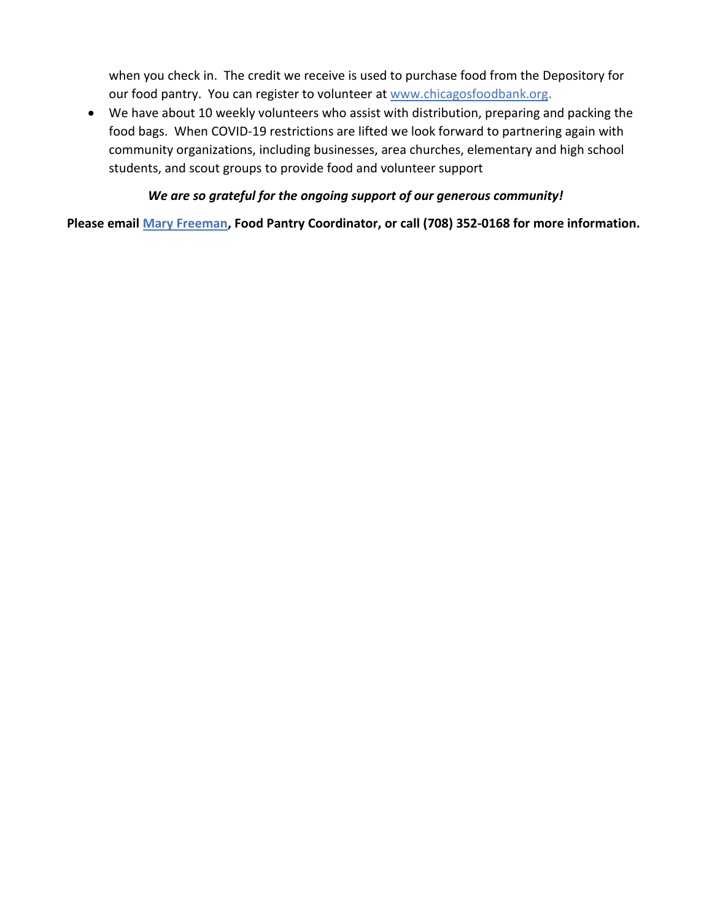when you check in. The credit we receive is used to purchase food from the Depository for our food pantry. You can register to volunteer at www.chicagosfoodbank.org.

- We have about 10 weekly volunteers who assist with distribution, preparing and packing the food bags. When COVID-19 restrictions are lifted we look forward to partnering again with community organizations, including businesses, area churches, elementary and high school students, and scout groups to provide food and volunteer support

***We are so grateful for the ongoing support of our generous community!***

**Please email Mary Freeman, Food Pantry Coordinator, or call (708) 352-0168 for more information.**